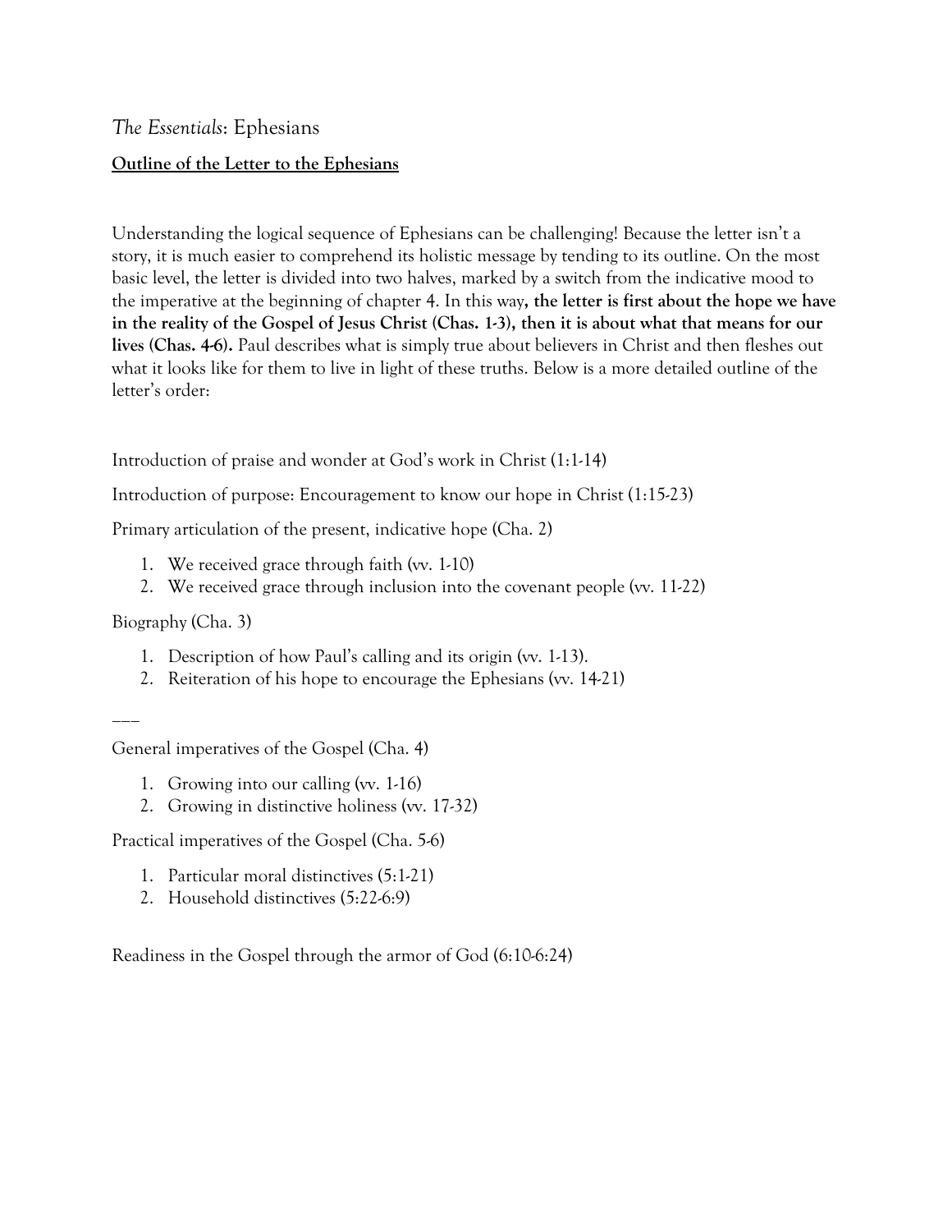# *The Essentials*: Ephesians

**Outline of the Letter to the Ephesians**

Understanding the logical sequence of Ephesians can be challenging! Because the letter isn't a story, it is much easier to comprehend its holistic message by tending to its outline. On the most basic level, the letter is divided into two halves, marked by a switch from the indicative mood to the imperative at the beginning of chapter 4. In this way**, the letter is first about the hope we have in the reality of the Gospel of Jesus Christ (Chas. 1-3), then it is about what that means for our lives (Chas. 4-6).** Paul describes what is simply true about believers in Christ and then fleshes out what it looks like for them to live in light of these truths. Below is a more detailed outline of the letter's order:

Introduction of praise and wonder at God's work in Christ (1:1-14)

Introduction of purpose: Encouragement to know our hope in Christ (1:15-23)

Primary articulation of the present, indicative hope (Cha. 2)

1. We received grace through faith (vv. 1-10)
2. We received grace through inclusion into the covenant people (vv. 11-22)

Biography (Cha. 3)

1. Description of how Paul's calling and its origin (vv. 1-13).
2. Reiteration of his hope to encourage the Ephesians (vv. 14-21)

\_\_\_

General imperatives of the Gospel (Cha. 4)

1. Growing into our calling (vv. 1-16)
2. Growing in distinctive holiness (vv. 17-32)

Practical imperatives of the Gospel (Cha. 5-6)

1. Particular moral distinctives (5:1-21)
2. Household distinctives (5:22-6:9)

Readiness in the Gospel through the armor of God (6:10-6:24)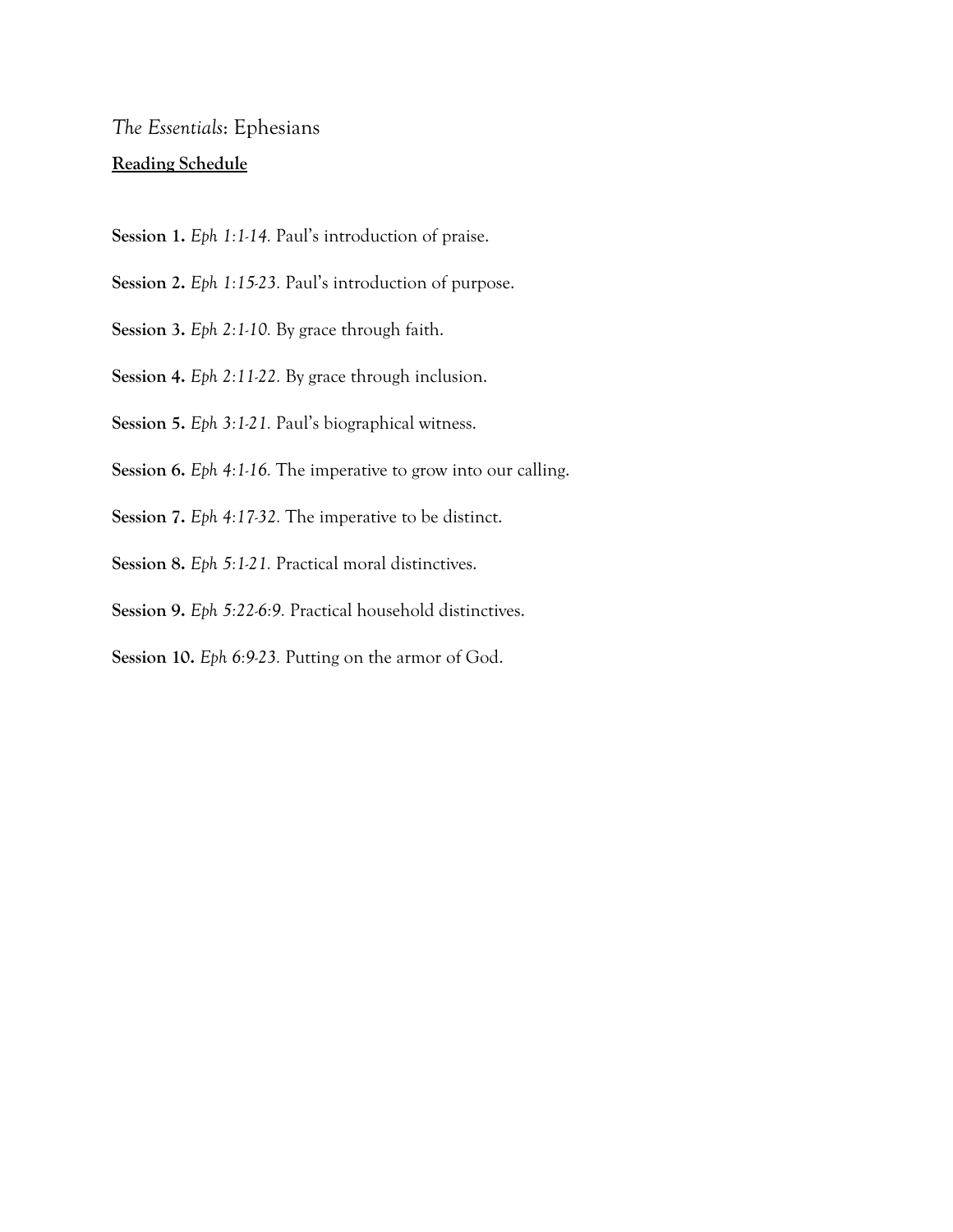*The Essentials*: Ephesians

**Reading Schedule**

**Session 1.** *Eph 1:1-14.* Paul's introduction of praise.

**Session 2.** *Eph 1:15-23.* Paul's introduction of purpose.

**Session 3.** *Eph 2:1-10.* By grace through faith.

**Session 4.** *Eph 2:11-22.* By grace through inclusion.

**Session 5.** *Eph 3:1-21.* Paul's biographical witness.

**Session 6.** *Eph 4:1-16.* The imperative to grow into our calling.

**Session 7.** *Eph 4:17-32.* The imperative to be distinct.

**Session 8.** *Eph 5:1-21.* Practical moral distinctives.

**Session 9.** *Eph 5:22-6:9.* Practical household distinctives.

**Session 10.** *Eph 6:9-23.* Putting on the armor of God.